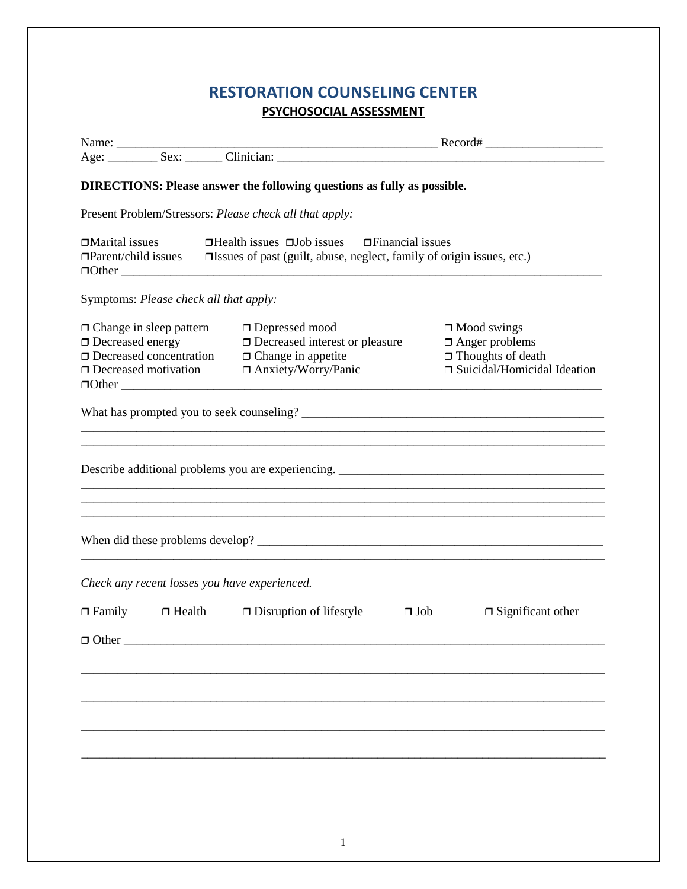# RESTORATION COUNSELING CENTER

## PSYCHOSOCIAL ASSESSMENT

Name: ____________________________________________________ Record# __________________

Age: ________ Sex: ______ Clinician: ______________________________________________________

**DIRECTIONS: Please answer the following questions as fully as possible.**

Present Problem/Stressors: *Please check all that apply:*

❐Marital issues ❐Health issues ❐Job issues ❐Financial issues

❐Parent/child issues ❐Issues of past (guilt, abuse, neglect, family of origin issues, etc.)

❐Other ______________________________________________________________________________

Symptoms: *Please check all that apply:*

❐ Change in sleep pattern ❐ Depressed mood ❐ Mood swings

❐ Decreased energy ❐ Decreased interest or pleasure ❐ Anger problems

❐ Decreased concentration ❐ Change in appetite ❐ Thoughts of death

❐ Decreased motivation ❐ Anxiety/Worry/Panic ❐ Suicidal/Homicidal Ideation

❐Other ______________________________________________________________________________

What has prompted you to seek counseling? _________________________________________________

______________________________________________________________________________________

______________________________________________________________________________________

Describe additional problems you are experiencing. ___________________________________________

______________________________________________________________________________________

______________________________________________________________________________________

______________________________________________________________________________________

When did these problems develop? ________________________________________________________

______________________________________________________________________________________

*Check any recent losses you have experienced.*

❐ Family ❐ Health ❐ Disruption of lifestyle ❐ Job ❐ Significant other

❐ Other ______________________________________________________________________________

______________________________________________________________________________________

______________________________________________________________________________________

______________________________________________________________________________________

______________________________________________________________________________________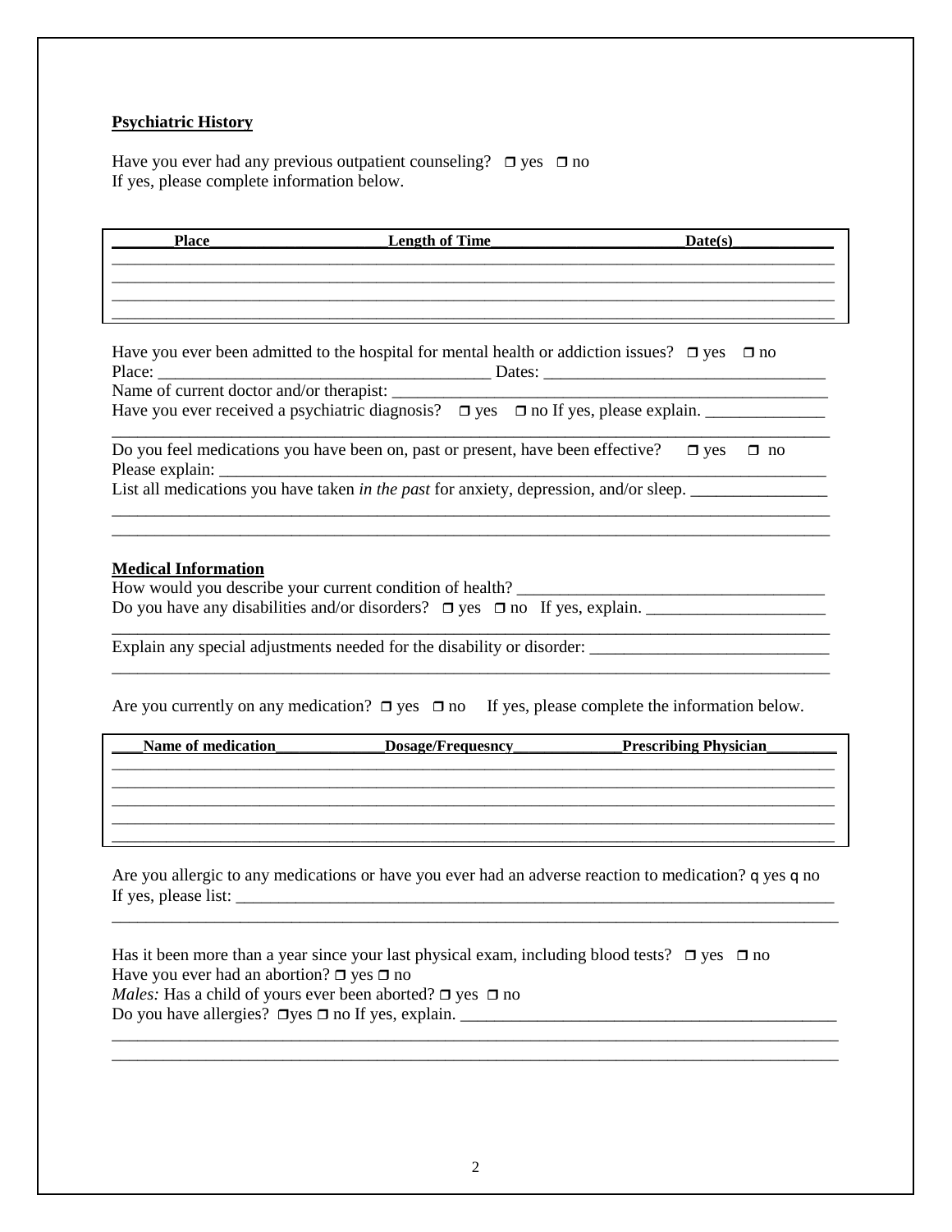**Psychiatric History**

Have you ever had any previous outpatient counseling? ❒ yes ❒ no
If yes, please complete information below.

| Place | Length of Time | Date(s) |
|---|---|---|
| | | |
| | | |
| | | |
| | | |

Have you ever been admitted to the hospital for mental health or addiction issues? ❒ yes ❒ no
Place: ______________________________________ Dates: _________________________________
Name of current doctor and/or therapist: _______________________________________________
Have you ever received a psychiatric diagnosis? ❒ yes ❒ no If yes, please explain. ______________
_____________________________________________________________________________________
Do you feel medications you have been on, past or present, have been effective? ❒ yes ❒ no
Please explain: ______________________________________________________________________
List all medications you have taken *in the past* for anxiety, depression, and/or sleep. ________________
_____________________________________________________________________________________
_____________________________________________________________________________________

**Medical Information**

How would you describe your current condition of health? ____________________________________
Do you have any disabilities and/or disorders? ❒ yes ❒ no If yes, explain. _____________________
_____________________________________________________________________________________
Explain any special adjustments needed for the disability or disorder: ___________________________
_____________________________________________________________________________________

Are you currently on any medication? ❒ yes ❒ no If yes, please complete the information below.

| Name of medication | Dosage/Frequesncy | Prescribing Physician |
|---|---|---|
| | | |
| | | |
| | | |
| | | |
| | | |

Are you allergic to any medications or have you ever had an adverse reaction to medication? q yes q no
If yes, please list: ____________________________________________________________________
_____________________________________________________________________________________

Has it been more than a year since your last physical exam, including blood tests? ❒ yes ❒ no
Have you ever had an abortion? ❒ yes ❒ no
*Males:* Has a child of yours ever been aborted? ❒ yes ❒ no
Do you have allergies? ❒yes ❒ no If yes, explain. ____________________________________________
_____________________________________________________________________________________
_____________________________________________________________________________________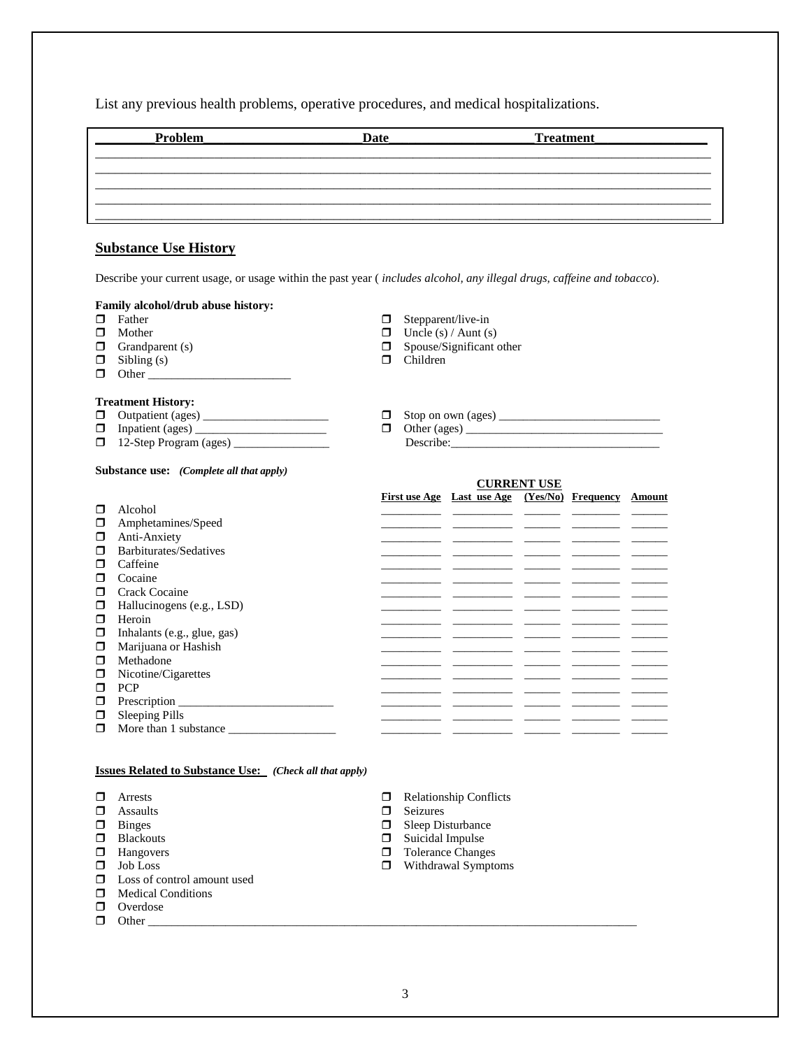List any previous health problems, operative procedures, and medical hospitalizations.

| Problem | Date | Treatment |
|---|---|---|
| | | |
| | | |
| | | |
| | | |
| | | |

## Substance Use History

Describe your current usage, or usage within the past year ( *includes alcohol, any illegal drugs, caffeine and tobacco*).

**Family alcohol/drub abuse history:**

- ☐ Father
- ☐ Mother
- ☐ Grandparent (s)
- ☐ Sibling (s)
- ☐ Other ______________________
- ☐ Stepparent/live-in
- ☐ Uncle (s) / Aunt (s)
- ☐ Spouse/Significant other
- ☐ Children

**Treatment History:**

- ☐ Outpatient (ages) ____________________
- ☐ Inpatient (ages) _____________________
- ☐ 12-Step Program (ages) _______________
- ☐ Stop on own (ages) __________________________
- ☐ Other (ages) _________________________________
  Describe:________________________________

**Substance use:** ***(Complete all that apply)***

| | First use Age | Last use Age | CURRENT USE (Yes/No) | Frequency | Amount |
|---|---|---|---|---|---|
| ☐ Alcohol | | | | | |
| ☐ Amphetamines/Speed | | | | | |
| ☐ Anti-Anxiety | | | | | |
| ☐ Barbiturates/Sedatives | | | | | |
| ☐ Caffeine | | | | | |
| ☐ Cocaine | | | | | |
| ☐ Crack Cocaine | | | | | |
| ☐ Hallucinogens (e.g., LSD) | | | | | |
| ☐ Heroin | | | | | |
| ☐ Inhalants (e.g., glue, gas) | | | | | |
| ☐ Marijuana or Hashish | | | | | |
| ☐ Methadone | | | | | |
| ☐ Nicotine/Cigarettes | | | | | |
| ☐ PCP | | | | | |
| ☐ Prescription _________________________ | | | | | |
| ☐ Sleeping Pills | | | | | |
| ☐ More than 1 substance _________________ | | | | | |

**Issues Related to Substance Use:** ***(Check all that apply)***

- ☐ Arrests
- ☐ Assaults
- ☐ Binges
- ☐ Blackouts
- ☐ Hangovers
- ☐ Job Loss
- ☐ Loss of control amount used
- ☐ Medical Conditions
- ☐ Overdose
- ☐ Relationship Conflicts
- ☐ Seizures
- ☐ Sleep Disturbance
- ☐ Suicidal Impulse
- ☐ Tolerance Changes
- ☐ Withdrawal Symptoms
- ☐ Other ________________________________________________________________________________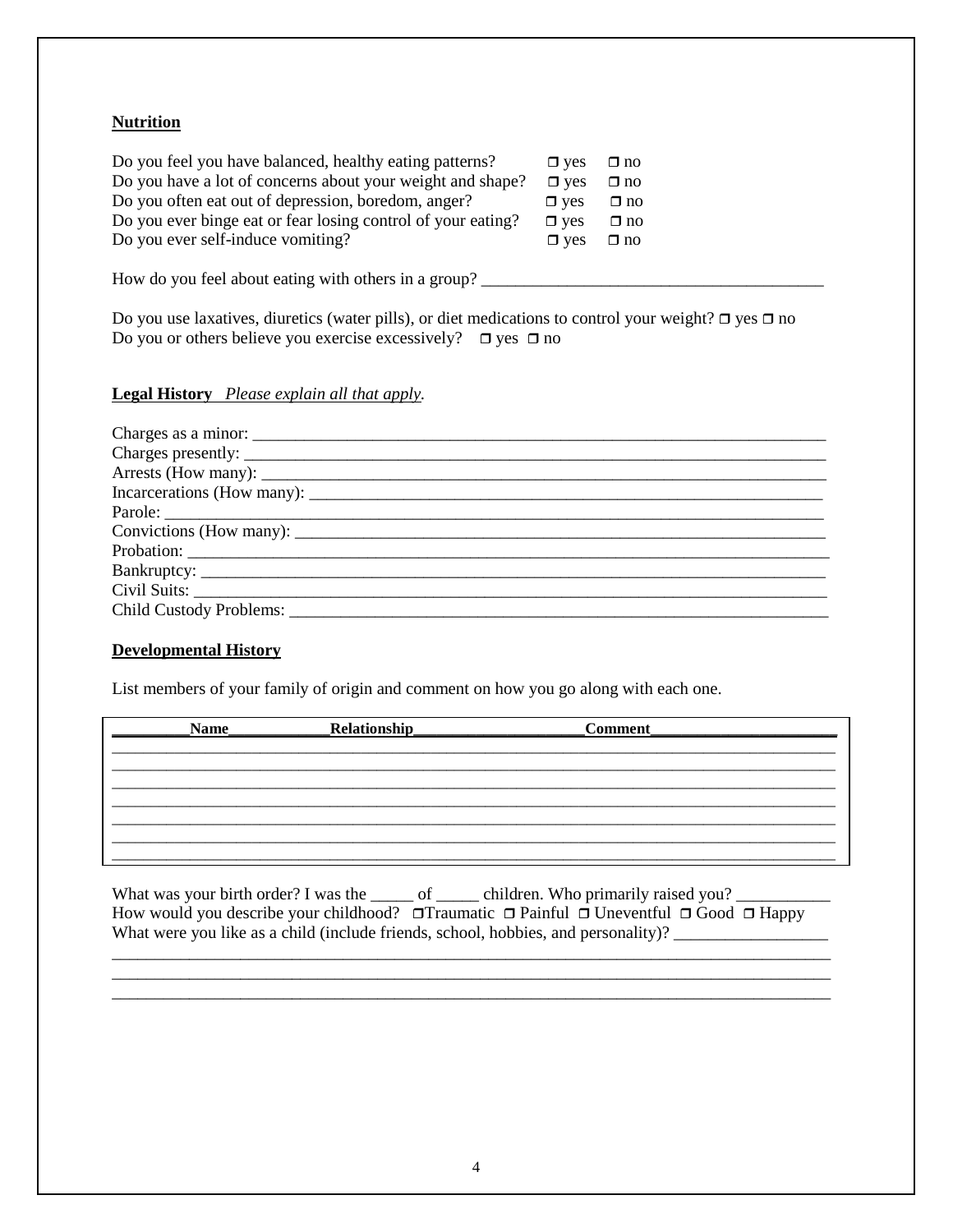**Nutrition**

Do you feel you have balanced, healthy eating patterns? ❒ yes ❒ no
Do you have a lot of concerns about your weight and shape? ❒ yes ❒ no
Do you often eat out of depression, boredom, anger? ❒ yes ❒ no
Do you ever binge eat or fear losing control of your eating? ❒ yes ❒ no
Do you ever self-induce vomiting? ❒ yes ❒ no

How do you feel about eating with others in a group? ________________________________________

Do you use laxatives, diuretics (water pills), or diet medications to control your weight? ❒ yes ❒ no
Do you or others believe you exercise excessively? ❒ yes ❒ no

**Legal History** *Please explain all that apply.*

Charges as a minor: ______________________________________________________________________
Charges presently: ______________________________________________________________________
Arrests (How many): ______________________________________________________________________
Incarcerations (How many): _______________________________________________________________
Parole: _______________________________________________________________________________
Convictions (How many): __________________________________________________________________
Probation: ____________________________________________________________________________
Bankruptcy: ___________________________________________________________________________
Civil Suits: ____________________________________________________________________________
Child Custody Problems: __________________________________________________________________

**Developmental History**

List members of your family of origin and comment on how you go along with each one.

| Name | Relationship | Comment |
|---|---|---|
| | | |
| | | |
| | | |
| | | |
| | | |
| | | |
| | | |

What was your birth order? I was the _____ of _____ children. Who primarily raised you? ___________
How would you describe your childhood? ❒Traumatic ❒ Painful ❒ Uneventful ❒ Good ❒ Happy
What were you like as a child (include friends, school, hobbies, and personality)? __________________
_____________________________________________________________________________________
_____________________________________________________________________________________
_____________________________________________________________________________________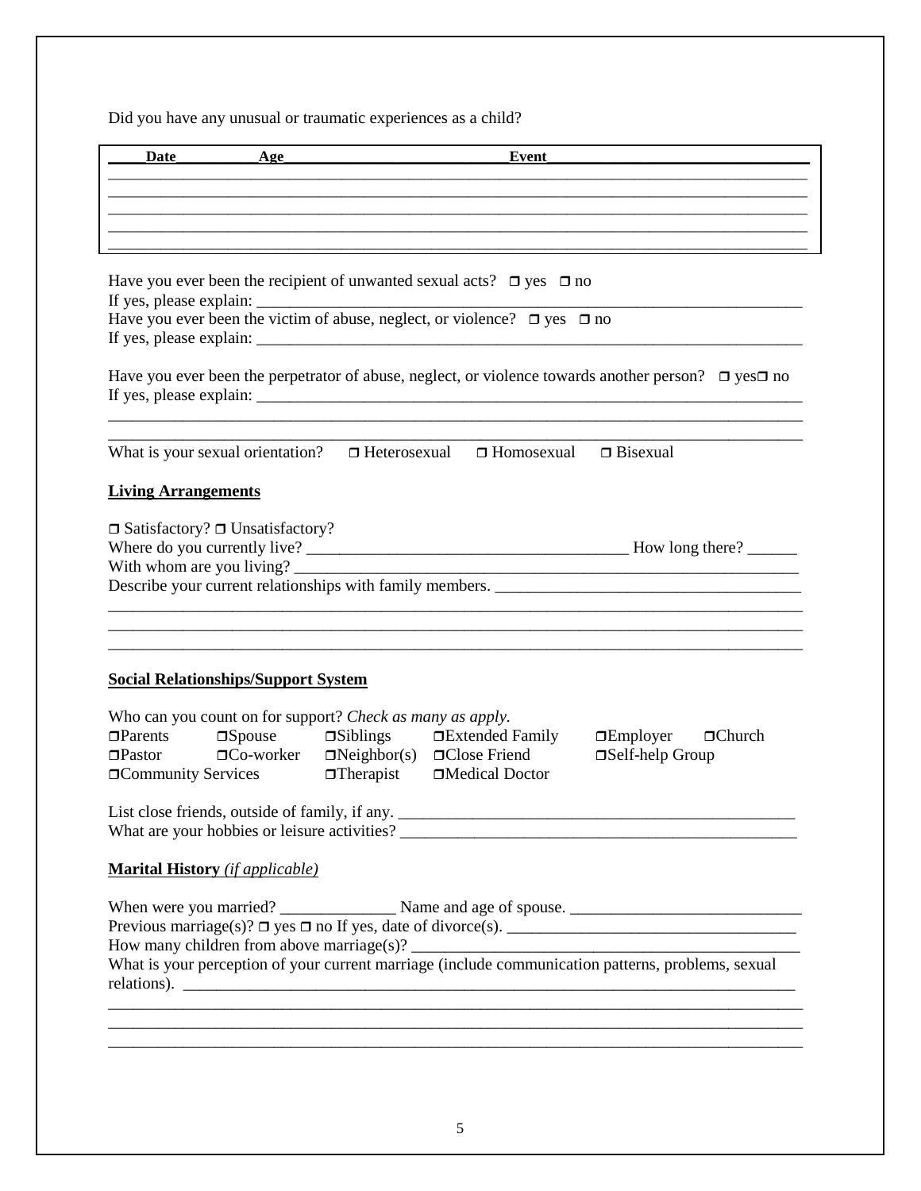Did you have any unusual or traumatic experiences as a child?

| Date | Age | Event |
|---|---|---|
| | | |
| | | |
| | | |
| | | |
| | | |

Have you ever been the recipient of unwanted sexual acts? ❐ yes ❐ no

If yes, please explain: ______________________________________________________________________

Have you ever been the victim of abuse, neglect, or violence? ❐ yes ❐ no

If yes, please explain: ______________________________________________________________________

Have you ever been the perpetrator of abuse, neglect, or violence towards another person? ❐ yes❐ no

If yes, please explain: ______________________________________________________________________

_____________________________________________________________________________________

_____________________________________________________________________________________

What is your sexual orientation? ❐ Heterosexual ❐ Homosexual ❐ Bisexual

**Living Arrangements**

❐ Satisfactory? ❐ Unsatisfactory?

Where do you currently live? _______________________________________ How long there? ______

With whom are you living? ___________________________________________________________

Describe your current relationships with family members. ___________________________________

_____________________________________________________________________________________

_____________________________________________________________________________________

_____________________________________________________________________________________

**Social Relationships/Support System**

Who can you count on for support? *Check as many as apply.*

❐Parents ❐Spouse ❐Siblings ❐Extended Family ❐Employer ❐Church
❐Pastor ❐Co-worker ❐Neighbor(s) ❐Close Friend ❐Self-help Group
❐Community Services ❐Therapist ❐Medical Doctor

List close friends, outside of family, if any. ______________________________________________

What are your hobbies or leisure activities? _______________________________________________

**Marital History** *(if applicable)*

When were you married? ______________ Name and age of spouse. ____________________________

Previous marriage(s)? ❐ yes ❐ no If yes, date of divorce(s). __________________________________

How many children from above marriage(s)? ______________________________________________

What is your perception of your current marriage (include communication patterns, problems, sexual relations). ____________________________________________________________________________

_____________________________________________________________________________________

_____________________________________________________________________________________

_____________________________________________________________________________________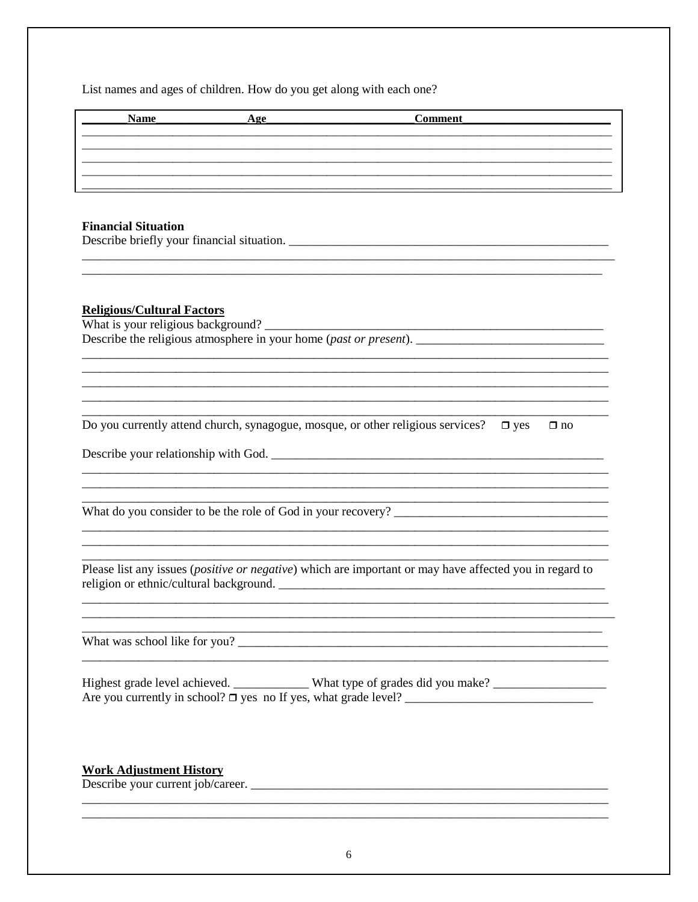List names and ages of children. How do you get along with each one?

| Name | Age | Comment |
| --- | --- | --- |
| | | |
| | | |
| | | |
| | | |
| | | |

**Financial Situation**

Describe briefly your financial situation. ____________________________________________________

______________________________________________________________________________

______________________________________________________________________________

**Religious/Cultural Factors**

What is your religious background? ____________________________________________________

Describe the religious atmosphere in your home (*past or present*). ______________________________

______________________________________________________________________________

______________________________________________________________________________

______________________________________________________________________________

______________________________________________________________________________

______________________________________________________________________________

Do you currently attend church, synagogue, mosque, or other religious services? ❒ yes ❒ no

Describe your relationship with God. ____________________________________________________

______________________________________________________________________________

______________________________________________________________________________

______________________________________________________________________________

What do you consider to be the role of God in your recovery? __________________________________

______________________________________________________________________________

______________________________________________________________________________

______________________________________________________________________________

Please list any issues (*positive or negative*) which are important or may have affected you in regard to religion or ethnic/cultural background. ____________________________________________________

______________________________________________________________________________

______________________________________________________________________________

______________________________________________________________________________

What was school like for you? ____________________________________________________________

______________________________________________________________________________

Highest grade level achieved. ____________ What type of grades did you make? __________________

Are you currently in school? ❒ yes no If yes, what grade level? ______________________________

**Work Adjustment History**

Describe your current job/career. ________________________________________________________

______________________________________________________________________________

______________________________________________________________________________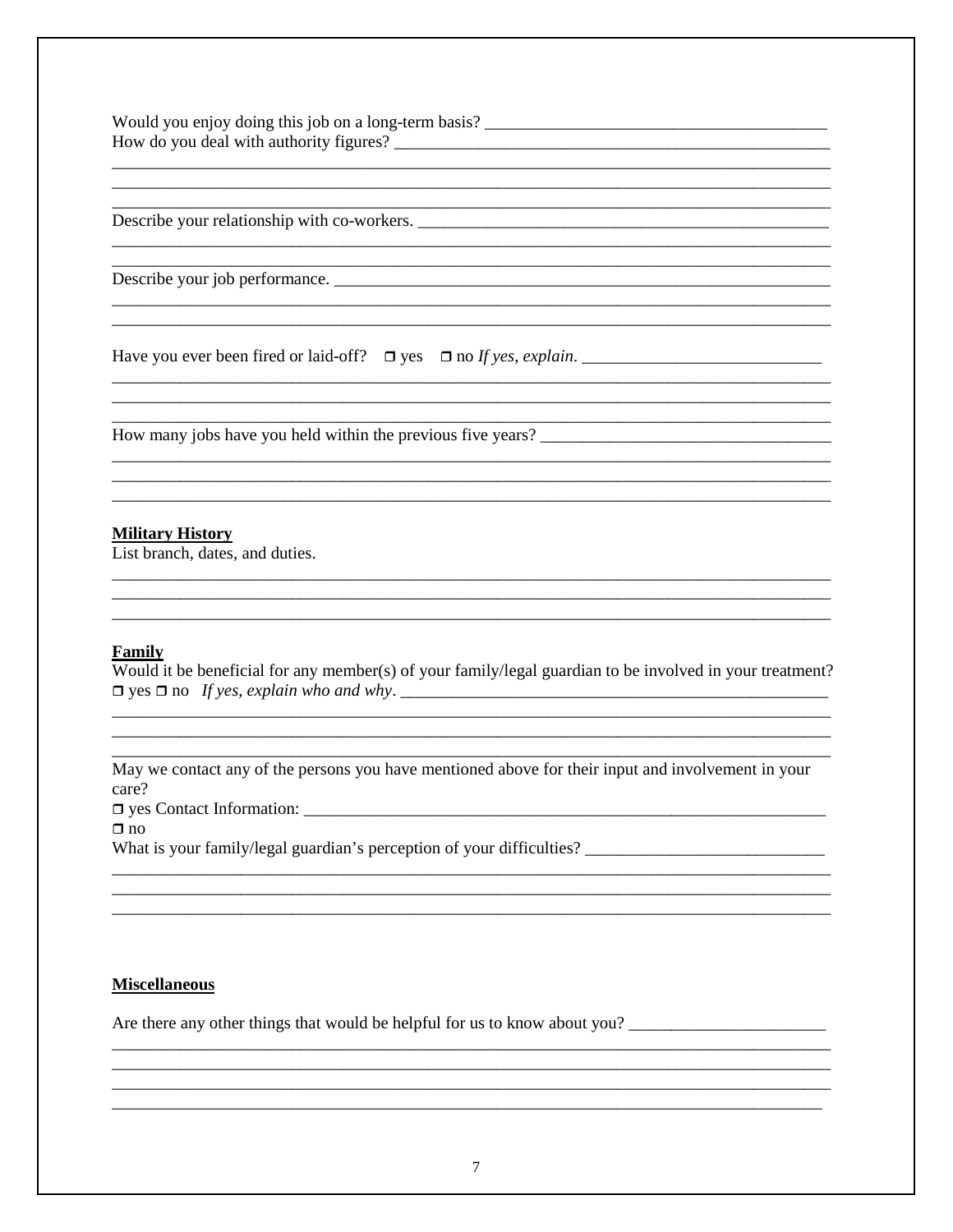Would you enjoy doing this job on a long-term basis? ________________________________________

How do you deal with authority figures? ______________________________________________________
_____________________________________________________________________________________
_____________________________________________________________________________________
_____________________________________________________________________________________

Describe your relationship with co-workers. ___________________________________________________
_____________________________________________________________________________________
_____________________________________________________________________________________

Describe your job performance. _____________________________________________________________
_____________________________________________________________________________________
_____________________________________________________________________________________

Have you ever been fired or laid-off? ☐ yes ☐ no *If yes, explain.* ____________________________
_____________________________________________________________________________________
_____________________________________________________________________________________
_____________________________________________________________________________________

How many jobs have you held within the previous five years? __________________________________
_____________________________________________________________________________________
_____________________________________________________________________________________
_____________________________________________________________________________________

**Military History**

List branch, dates, and duties.
_____________________________________________________________________________________
_____________________________________________________________________________________
_____________________________________________________________________________________

**Family**

Would it be beneficial for any member(s) of your family/legal guardian to be involved in your treatment?
☐ yes ☐ no *If yes, explain who and why*. ____________________________________________________
_____________________________________________________________________________________
_____________________________________________________________________________________
_____________________________________________________________________________________

May we contact any of the persons you have mentioned above for their input and involvement in your care?
☐ yes Contact Information: _________________________________________________________________
☐ no

What is your family/legal guardian's perception of your difficulties? ___________________________
_____________________________________________________________________________________
_____________________________________________________________________________________
_____________________________________________________________________________________

**Miscellaneous**

Are there any other things that would be helpful for us to know about you? _______________________
_____________________________________________________________________________________
_____________________________________________________________________________________
_____________________________________________________________________________________
_____________________________________________________________________________________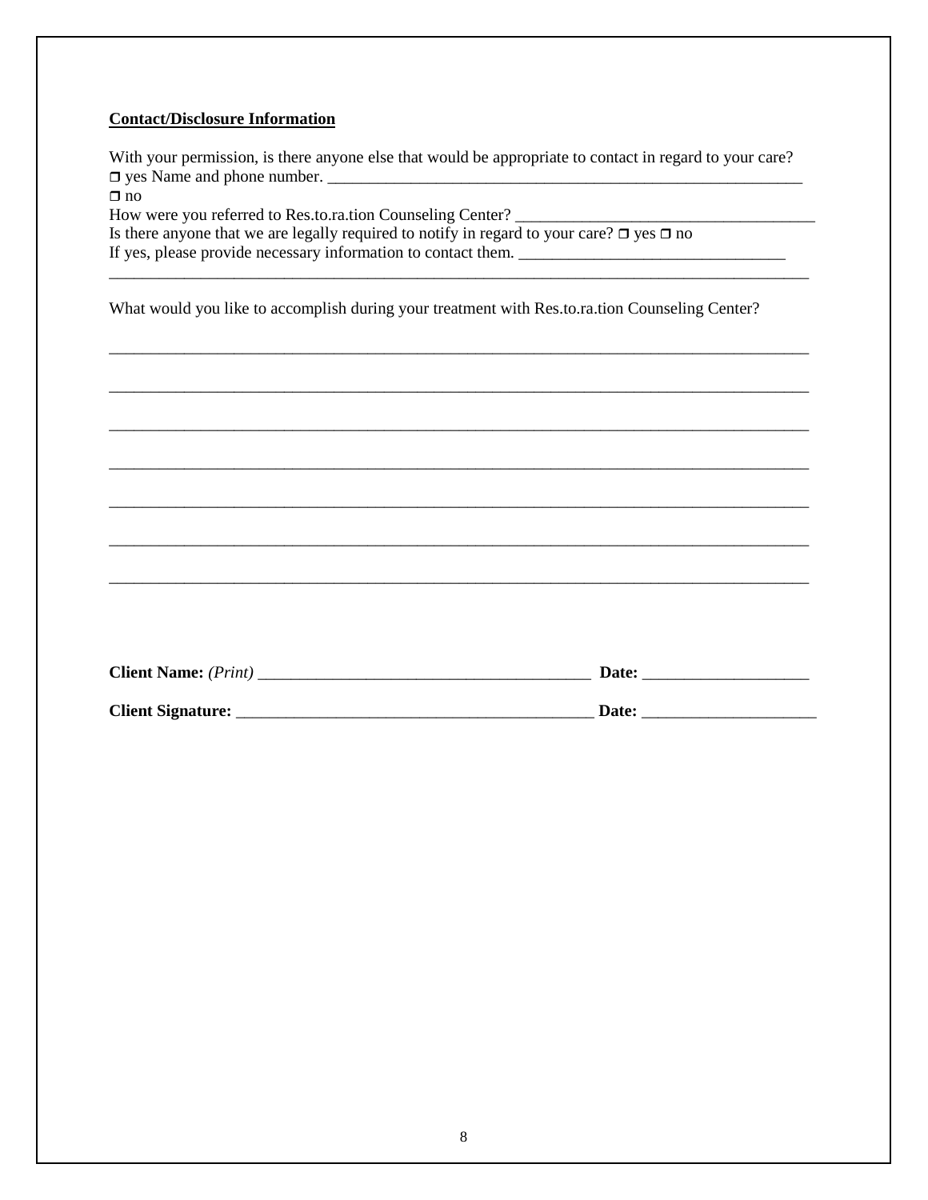**Contact/Disclosure Information**

With your permission, is there anyone else that would be appropriate to contact in regard to your care?
❐ yes Name and phone number. ___________________________________________________________
❐ no
How were you referred to Res.to.ra.tion Counseling Center? ____________________________________
Is there anyone that we are legally required to notify in regard to your care? ❐ yes ❐ no
If yes, please provide necessary information to contact them. _________________________________
_____________________________________________________________________________________

What would you like to accomplish during your treatment with Res.to.ra.tion Counseling Center?

_____________________________________________________________________________________

_____________________________________________________________________________________

_____________________________________________________________________________________

_____________________________________________________________________________________

_____________________________________________________________________________________

_____________________________________________________________________________________

_____________________________________________________________________________________

**Client Name:** *(Print)* ________________________________________ **Date:** ____________________

**Client Signature:** ___________________________________________ **Date:** _____________________